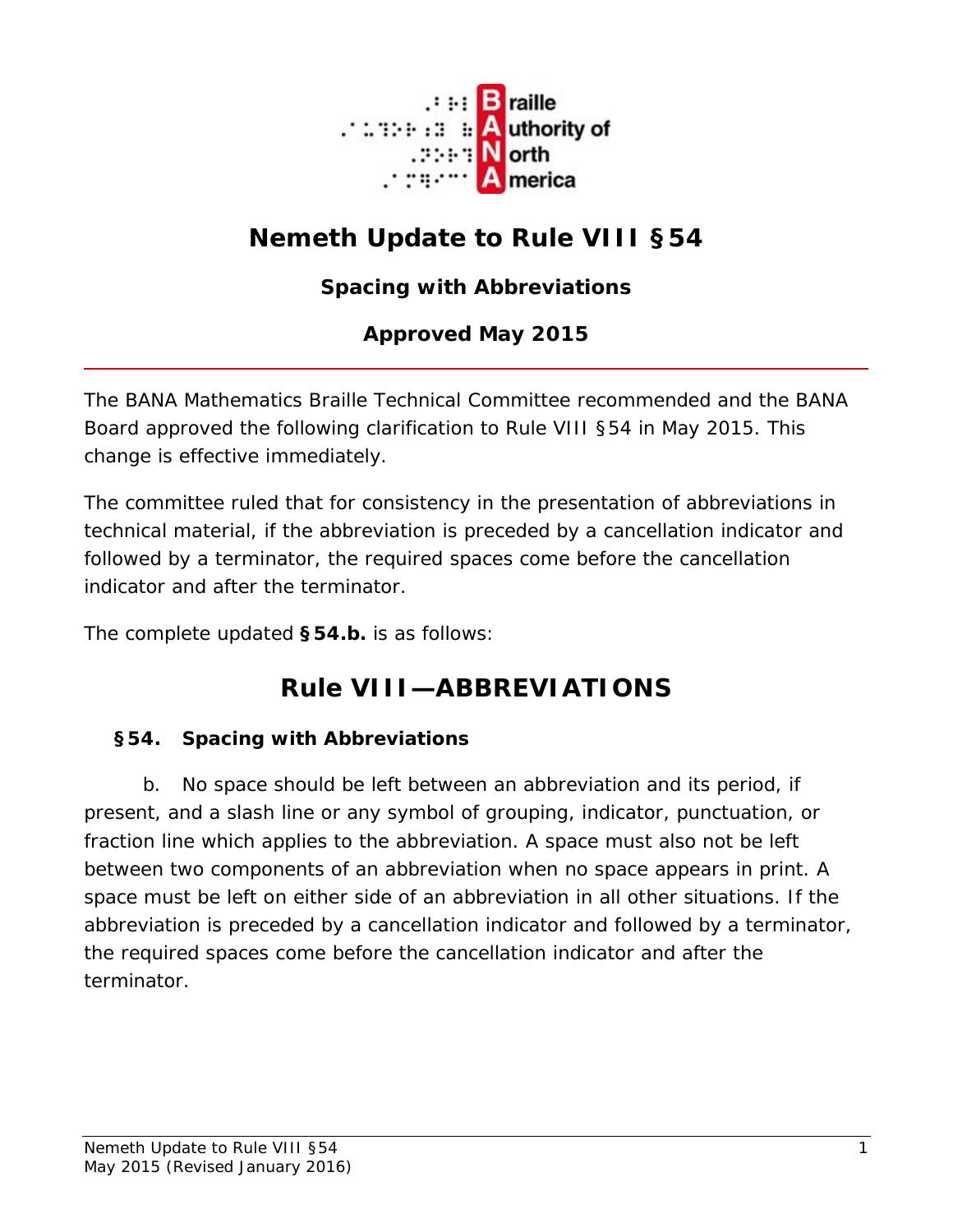Braille Authority of North America

# Nemeth Update to Rule VIII §54

### Spacing with Abbreviations

### Approved May 2015

---

The BANA Mathematics Braille Technical Committee recommended and the BANA Board approved the following clarification to Rule VIII §54 in May 2015. This change is effective immediately.

The committee ruled that for consistency in the presentation of abbreviations in technical material, if the abbreviation is preceded by a cancellation indicator and followed by a terminator, the required spaces come before the cancellation indicator and after the terminator.

The complete updated **§54.b.** is as follows:

## Rule VIII—ABBREVIATIONS

**§54. Spacing with Abbreviations**

b. No space should be left between an abbreviation and its period, if present, and a slash line or any symbol of grouping, indicator, punctuation, or fraction line which applies to the abbreviation. A space must also not be left between two components of an abbreviation when no space appears in print. A space must be left on either side of an abbreviation in all other situations. If the abbreviation is preceded by a cancellation indicator and followed by a terminator, the required spaces come before the cancellation indicator and after the terminator.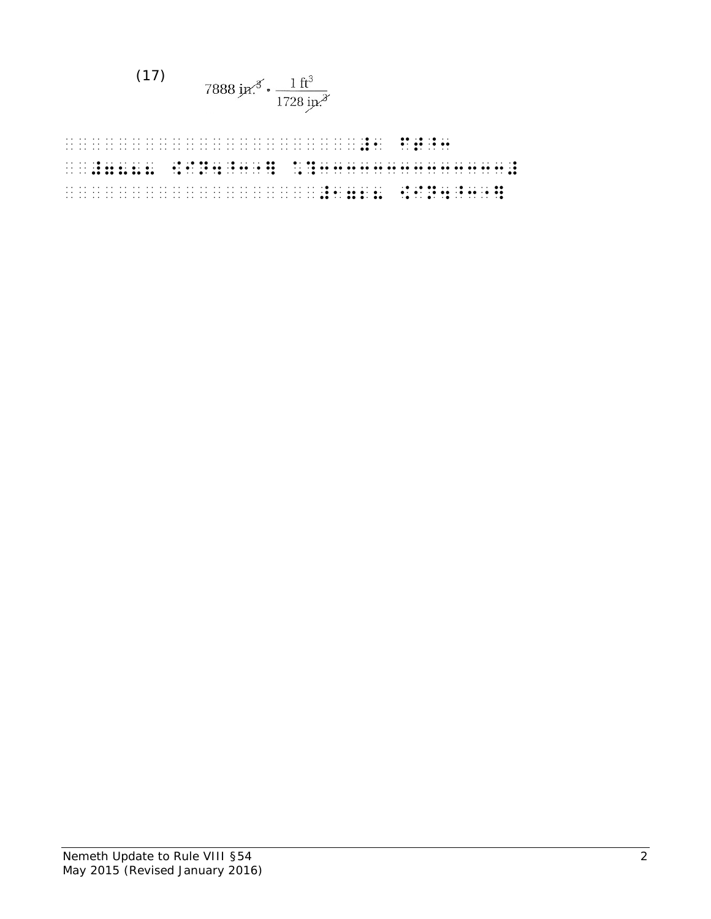(17)

$$7888 \cancel{\text{in.}^3} \cdot \frac{1 \text{ ft}^3}{1728 \cancel{\text{in.}^3}}$$